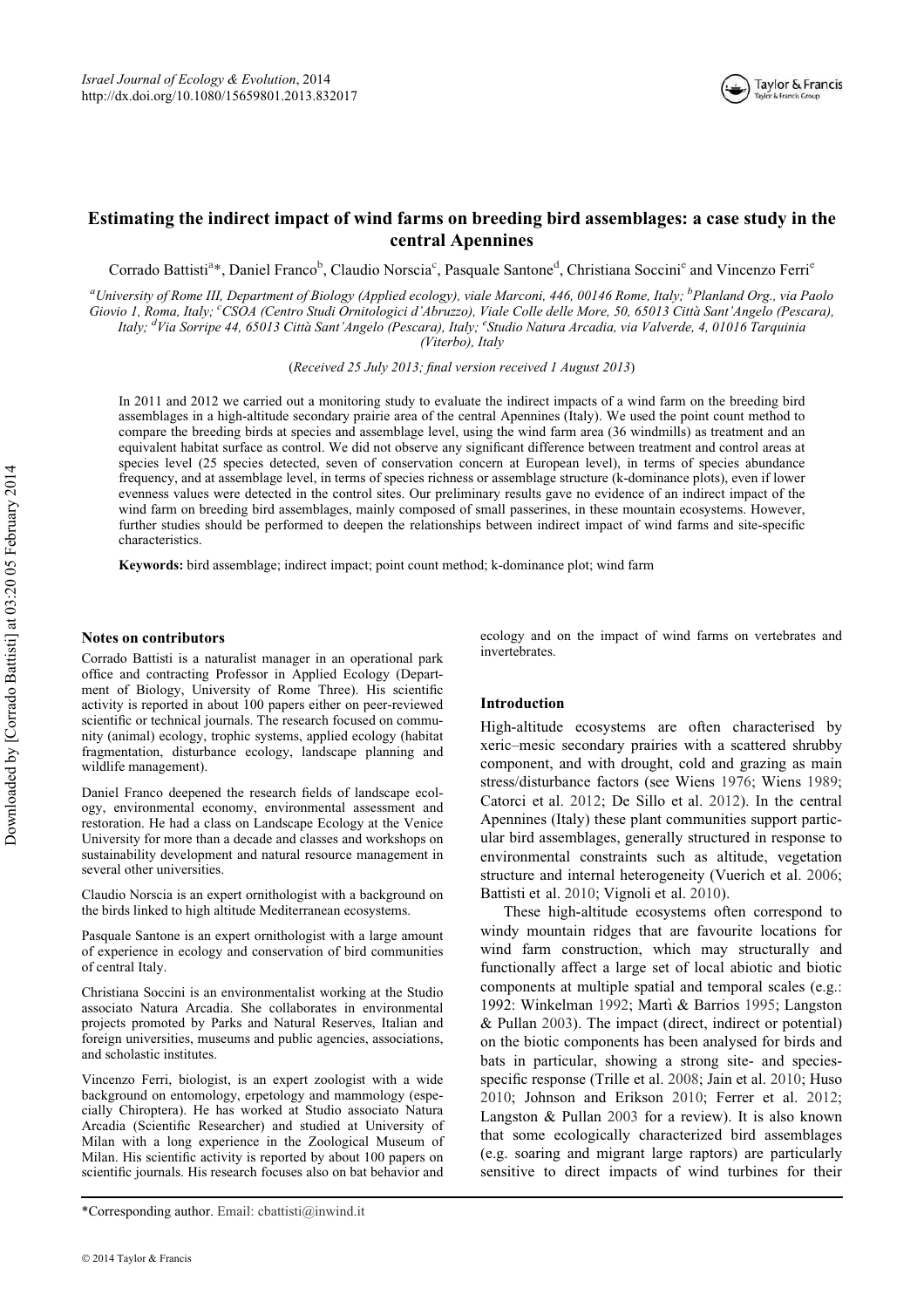# Estimating the indirect impact of wind farms on breeding bird assemblages: a case study in the central Apennines

Corrado Battisti[a]*, Daniel Franco[b], Claudio Norscia[c], Pasquale Santone[d], Christiana Soccini[e] and Vincenzo Ferri[e]

[a]*University of Rome III, Department of Biology (Applied ecology), viale Marconi, 446, 00146 Rome, Italy;* [b]*Planland Org., via Paolo Giovio 1, Roma, Italy;* [c]*CSOA (Centro Studi Ornitologici d'Abruzzo), Viale Colle delle More, 50, 65013 Città Sant'Angelo (Pescara), Italy;* [d]*Via Sorripe 44, 65013 Città Sant'Angelo (Pescara), Italy;* [e]*Studio Natura Arcadia, via Valverde, 4, 01016 Tarquinia (Viterbo), Italy*

(*Received 25 July 2013; final version received 1 August 2013*)

In 2011 and 2012 we carried out a monitoring study to evaluate the indirect impacts of a wind farm on the breeding bird assemblages in a high-altitude secondary prairie area of the central Apennines (Italy). We used the point count method to compare the breeding birds at species and assemblage level, using the wind farm area (36 windmills) as treatment and an equivalent habitat surface as control. We did not observe any significant difference between treatment and control areas at species level (25 species detected, seven of conservation concern at European level), in terms of species abundance frequency, and at assemblage level, in terms of species richness or assemblage structure (k-dominance plots), even if lower evenness values were detected in the control sites. Our preliminary results gave no evidence of an indirect impact of the wind farm on breeding bird assemblages, mainly composed of small passerines, in these mountain ecosystems. However, further studies should be performed to deepen the relationships between indirect impact of wind farms and site-specific characteristics.

**Keywords:** bird assemblage; indirect impact; point count method; k-dominance plot; wind farm

### Notes on contributors

Corrado Battisti is a naturalist manager in an operational park office and contracting Professor in Applied Ecology (Department of Biology, University of Rome Three). His scientific activity is reported in about 100 papers either on peer-reviewed scientific or technical journals. The research focused on community (animal) ecology, trophic systems, applied ecology (habitat fragmentation, disturbance ecology, landscape planning and wildlife management).

Daniel Franco deepened the research fields of landscape ecology, environmental economy, environmental assessment and restoration. He had a class on Landscape Ecology at the Venice University for more than a decade and classes and workshops on sustainability development and natural resource management in several other universities.

Claudio Norscia is an expert ornithologist with a background on the birds linked to high altitude Mediterranean ecosystems.

Pasquale Santone is an expert ornithologist with a large amount of experience in ecology and conservation of bird communities of central Italy.

Christiana Soccini is an environmentalist working at the Studio associato Natura Arcadia. She collaborates in environmental projects promoted by Parks and Natural Reserves, Italian and foreign universities, museums and public agencies, associations, and scholastic institutes.

Vincenzo Ferri, biologist, is an expert zoologist with a wide background on entomology, erpetology and mammology (especially Chiroptera). He has worked at Studio associato Natura Arcadia (Scientific Researcher) and studied at University of Milan with a long experience in the Zoological Museum of Milan. His scientific activity is reported by about 100 papers on scientific journals. His research focuses also on bat behavior and ecology and on the impact of wind farms on vertebrates and invertebrates.

### Introduction

High-altitude ecosystems are often characterised by xeric–mesic secondary prairies with a scattered shrubby component, and with drought, cold and grazing as main stress/disturbance factors (see Wiens 1976; Wiens 1989; Catorci et al. 2012; De Sillo et al. 2012). In the central Apennines (Italy) these plant communities support particular bird assemblages, generally structured in response to environmental constraints such as altitude, vegetation structure and internal heterogeneity (Vuerich et al. 2006; Battisti et al. 2010; Vignoli et al. 2010).

These high-altitude ecosystems often correspond to windy mountain ridges that are favourite locations for wind farm construction, which may structurally and functionally affect a large set of local abiotic and biotic components at multiple spatial and temporal scales (e.g.: 1992: Winkelman 1992; Martì & Barrios 1995; Langston & Pullan 2003). The impact (direct, indirect or potential) on the biotic components has been analysed for birds and bats in particular, showing a strong site- and species-specific response (Trille et al. 2008; Jain et al. 2010; Huso 2010; Johnson and Erikson 2010; Ferrer et al. 2012; Langston & Pullan 2003 for a review). It is also known that some ecologically characterized bird assemblages (e.g. soaring and migrant large raptors) are particularly sensitive to direct impacts of wind turbines for their

*Corresponding author. Email: cbattisti@inwind.it

© 2014 Taylor & Francis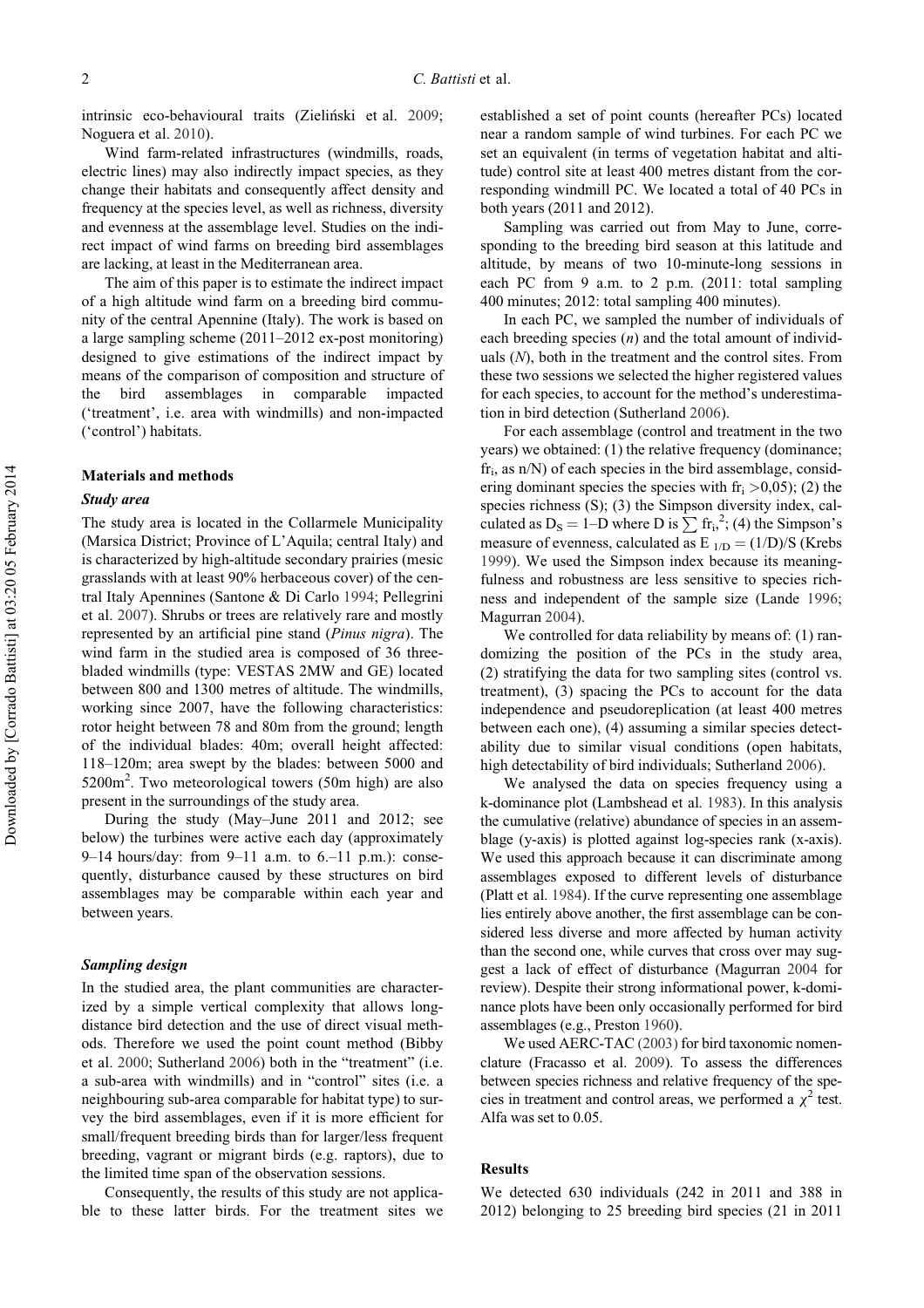intrinsic eco-behavioural traits (Zieliński et al. 2009; Noguera et al. 2010).

Wind farm-related infrastructures (windmills, roads, electric lines) may also indirectly impact species, as they change their habitats and consequently affect density and frequency at the species level, as well as richness, diversity and evenness at the assemblage level. Studies on the indirect impact of wind farms on breeding bird assemblages are lacking, at least in the Mediterranean area.

The aim of this paper is to estimate the indirect impact of a high altitude wind farm on a breeding bird community of the central Apennine (Italy). The work is based on a large sampling scheme (2011–2012 ex-post monitoring) designed to give estimations of the indirect impact by means of the comparison of composition and structure of the bird assemblages in comparable impacted ('treatment', i.e. area with windmills) and non-impacted ('control') habitats.

## Materials and methods

### *Study area*

The study area is located in the Collarmele Municipality (Marsica District; Province of L'Aquila; central Italy) and is characterized by high-altitude secondary prairies (mesic grasslands with at least 90% herbaceous cover) of the central Italy Apennines (Santone & Di Carlo 1994; Pellegrini et al. 2007). Shrubs or trees are relatively rare and mostly represented by an artificial pine stand (*Pinus nigra*). The wind farm in the studied area is composed of 36 three-bladed windmills (type: VESTAS 2MW and GE) located between 800 and 1300 metres of altitude. The windmills, working since 2007, have the following characteristics: rotor height between 78 and 80m from the ground; length of the individual blades: 40m; overall height affected: 118–120m; area swept by the blades: between 5000 and 5200m$^2$. Two meteorological towers (50m high) are also present in the surroundings of the study area.

During the study (May–June 2011 and 2012; see below) the turbines were active each day (approximately 9–14 hours/day: from 9–11 a.m. to 6.–11 p.m.): consequently, disturbance caused by these structures on bird assemblages may be comparable within each year and between years.

### *Sampling design*

In the studied area, the plant communities are characterized by a simple vertical complexity that allows long-distance bird detection and the use of direct visual methods. Therefore we used the point count method (Bibby et al. 2000; Sutherland 2006) both in the "treatment" (i.e. a sub-area with windmills) and in "control" sites (i.e. a neighbouring sub-area comparable for habitat type) to survey the bird assemblages, even if it is more efficient for small/frequent breeding birds than for larger/less frequent breeding, vagrant or migrant birds (e.g. raptors), due to the limited time span of the observation sessions.

Consequently, the results of this study are not applicable to these latter birds. For the treatment sites we established a set of point counts (hereafter PCs) located near a random sample of wind turbines. For each PC we set an equivalent (in terms of vegetation habitat and altitude) control site at least 400 metres distant from the corresponding windmill PC. We located a total of 40 PCs in both years (2011 and 2012).

Sampling was carried out from May to June, corresponding to the breeding bird season at this latitude and altitude, by means of two 10-minute-long sessions in each PC from 9 a.m. to 2 p.m. (2011: total sampling 400 minutes; 2012: total sampling 400 minutes).

In each PC, we sampled the number of individuals of each breeding species ($n$) and the total amount of individuals ($N$), both in the treatment and the control sites. From these two sessions we selected the higher registered values for each species, to account for the method's underestimation in bird detection (Sutherland 2006).

For each assemblage (control and treatment in the two years) we obtained: (1) the relative frequency (dominance; $fr_i$, as n/N) of each species in the bird assemblage, considering dominant species the species with $fr_i > 0{,}05$); (2) the species richness (S); (3) the Simpson diversity index, calculated as $D_S = 1–D$ where D is $\sum fr_i^2$; (4) the Simpson's measure of evenness, calculated as $E_{1/D} = (1/D)/S$ (Krebs 1999). We used the Simpson index because its meaningfulness and robustness are less sensitive to species richness and independent of the sample size (Lande 1996; Magurran 2004).

We controlled for data reliability by means of: (1) randomizing the position of the PCs in the study area, (2) stratifying the data for two sampling sites (control vs. treatment), (3) spacing the PCs to account for the data independence and pseudoreplication (at least 400 metres between each one), (4) assuming a similar species detectability due to similar visual conditions (open habitats, high detectability of bird individuals; Sutherland 2006).

We analysed the data on species frequency using a k-dominance plot (Lambshead et al. 1983). In this analysis the cumulative (relative) abundance of species in an assemblage (y-axis) is plotted against log-species rank (x-axis). We used this approach because it can discriminate among assemblages exposed to different levels of disturbance (Platt et al. 1984). If the curve representing one assemblage lies entirely above another, the first assemblage can be considered less diverse and more affected by human activity than the second one, while curves that cross over may suggest a lack of effect of disturbance (Magurran 2004 for review). Despite their strong informational power, k-dominance plots have been only occasionally performed for bird assemblages (e.g., Preston 1960).

We used AERC-TAC (2003) for bird taxonomic nomenclature (Fracasso et al. 2009). To assess the differences between species richness and relative frequency of the species in treatment and control areas, we performed a $\chi^2$ test. Alfa was set to 0.05.

## Results

We detected 630 individuals (242 in 2011 and 388 in 2012) belonging to 25 breeding bird species (21 in 2011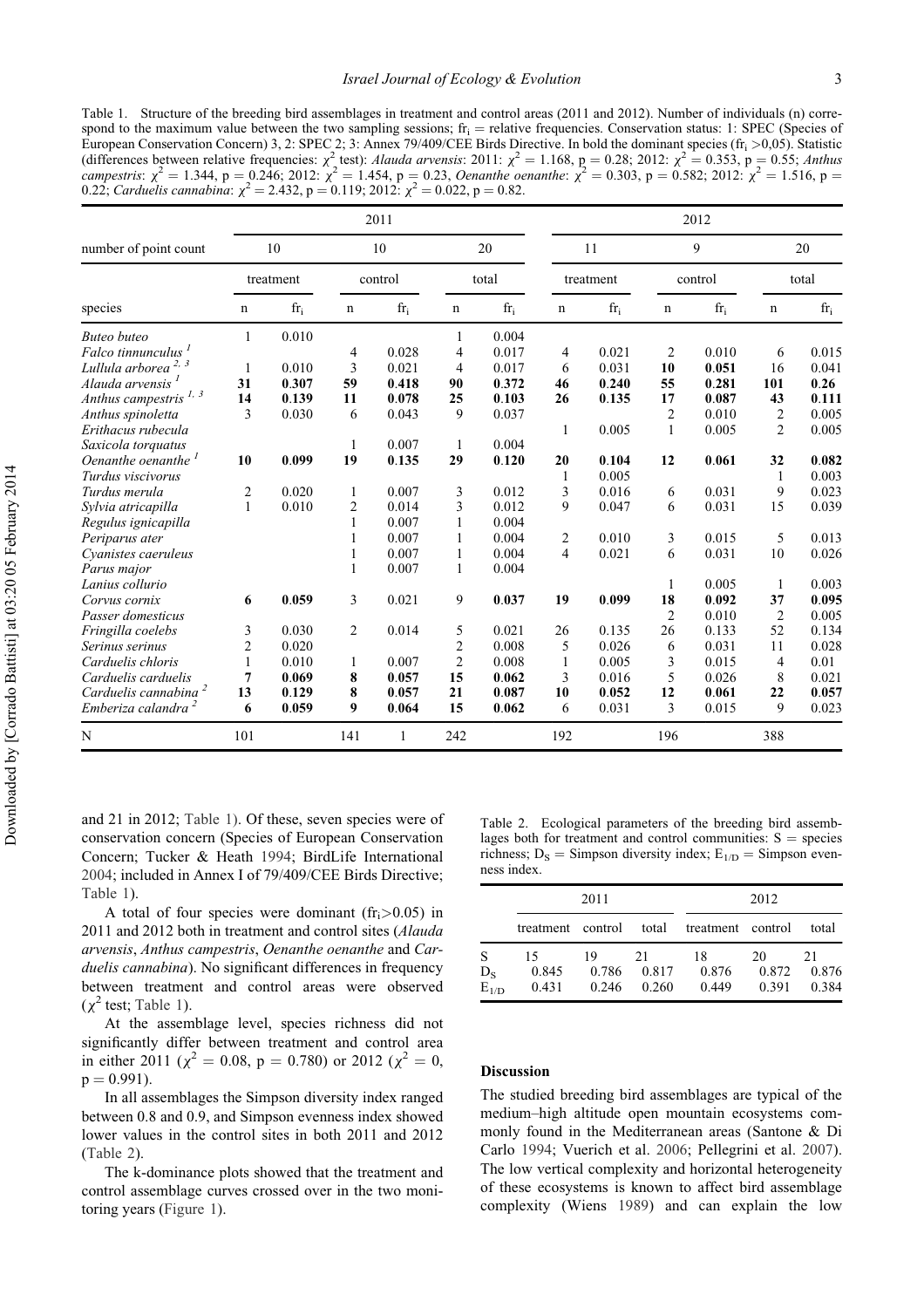Table 1. Structure of the breeding bird assemblages in treatment and control areas (2011 and 2012). Number of individuals (n) correspond to the maximum value between the two sampling sessions; $fr_i$ = relative frequencies. Conservation status: 1: SPEC (Species of European Conservation Concern) 3, 2: SPEC 2; 3: Annex 79/409/CEE Birds Directive. In bold the dominant species ($fr_i$ >0,05). Statistic (differences between relative frequencies: $\chi^2$ test): *Alauda arvensis*: 2011: $\chi^2 = 1.168$, $p = 0.28$; 2012: $\chi^2 = 0.353$, $p = 0.55$; *Anthus campestris*: $\chi^2 = 1.344$, $p = 0.246$; 2012: $\chi^2 = 1.454$, $p = 0.23$, *Oenanthe oenanthe*: $\chi^2 = 0.303$, $p = 0.582$; 2012: $\chi^2 = 1.516$, $p = 0.22$; *Carduelis cannabina*: $\chi^2 = 2.432$, $p = 0.119$; 2012: $\chi^2 = 0.022$, $p = 0.82$.

| | 2011 | | | | | | 2012 | | | | | |
|---|---|---|---|---|---|---|---|---|---|---|---|---|
| number of point count | 10 | | 10 | | 20 | | 11 | | 9 | | 20 | |
| | treatment | | control | | total | | treatment | | control | | total | |
| species | n | $fr_i$ | n | $fr_i$ | n | $fr_i$ | n | $fr_i$ | n | $fr_i$ | n | $fr_i$ |
| *Buteo buteo* | 1 | 0.010 | | | 1 | 0.004 | | | | | | |
| *Falco tinnunculus* [1] | | | 4 | 0.028 | 4 | 0.017 | 4 | 0.021 | 2 | 0.010 | 6 | 0.015 |
| *Lullula arborea* [2, 3] | 1 | 0.010 | 3 | 0.021 | 4 | 0.017 | 6 | 0.031 | **10** | **0.051** | 16 | 0.041 |
| *Alauda arvensis* [1] | **31** | **0.307** | **59** | **0.418** | **90** | **0.372** | **46** | **0.240** | **55** | **0.281** | **101** | **0.26** |
| *Anthus campestris* [1, 3] | **14** | **0.139** | **11** | **0.078** | **25** | **0.103** | **26** | **0.135** | **17** | **0.087** | **43** | **0.111** |
| *Anthus spinoletta* | 3 | 0.030 | 6 | 0.043 | 9 | 0.037 | | | 2 | 0.010 | 2 | 0.005 |
| *Erithacus rubecula* | | | | | | | 1 | 0.005 | 1 | 0.005 | 2 | 0.005 |
| *Saxicola torquatus* | | | 1 | 0.007 | 1 | 0.004 | | | | | | |
| *Oenanthe oenanthe* [1] | **10** | **0.099** | **19** | **0.135** | **29** | **0.120** | **20** | **0.104** | **12** | **0.061** | **32** | **0.082** |
| *Turdus viscivorus* | | | | | | | 1 | 0.005 | | | 1 | 0.003 |
| *Turdus merula* | 2 | 0.020 | 1 | 0.007 | 3 | 0.012 | 3 | 0.016 | 6 | 0.031 | 9 | 0.023 |
| *Sylvia atricapilla* | 1 | 0.010 | 2 | 0.014 | 3 | 0.012 | 9 | 0.047 | 6 | 0.031 | 15 | 0.039 |
| *Regulus ignicapilla* | | | 1 | 0.007 | 1 | 0.004 | | | | | | |
| *Periparus ater* | | | 1 | 0.007 | 1 | 0.004 | 2 | 0.010 | 3 | 0.015 | 5 | 0.013 |
| *Cyanistes caeruleus* | | | 1 | 0.007 | 1 | 0.004 | 4 | 0.021 | 6 | 0.031 | 10 | 0.026 |
| *Parus major* | | | 1 | 0.007 | 1 | 0.004 | | | | | | |
| *Lanius collurio* | | | | | | | | | 1 | 0.005 | 1 | 0.003 |
| *Corvus cornix* | **6** | **0.059** | 3 | 0.021 | 9 | **0.037** | **19** | **0.099** | **18** | **0.092** | **37** | **0.095** |
| *Passer domesticus* | | | | | | | | | 2 | 0.010 | 2 | 0.005 |
| *Fringilla coelebs* | 3 | 0.030 | 2 | 0.014 | 5 | 0.021 | 26 | 0.135 | 26 | 0.133 | 52 | 0.134 |
| *Serinus serinus* | 2 | 0.020 | | | 2 | 0.008 | 5 | 0.026 | 6 | 0.031 | 11 | 0.028 |
| *Carduelis chloris* | 1 | 0.010 | 1 | 0.007 | 2 | 0.008 | 1 | 0.005 | 3 | 0.015 | 4 | 0.01 |
| *Carduelis carduelis* | **7** | **0.069** | **8** | **0.057** | **15** | **0.062** | 3 | 0.016 | 5 | 0.026 | 8 | 0.021 |
| *Carduelis cannabina* [2] | **13** | **0.129** | **8** | **0.057** | **21** | **0.087** | **10** | **0.052** | **12** | **0.061** | **22** | **0.057** |
| *Emberiza calandra* [2] | **6** | **0.059** | **9** | **0.064** | **15** | **0.062** | 6 | 0.031 | 3 | 0.015 | 9 | 0.023 |
| N | 101 | | 141 | 1 | 242 | | 192 | | 196 | | 388 | |

and 21 in 2012; Table 1). Of these, seven species were of conservation concern (Species of European Conservation Concern; Tucker & Heath 1994; BirdLife International 2004; included in Annex I of 79/409/CEE Birds Directive; Table 1).

A total of four species were dominant ($fr_i$>0.05) in 2011 and 2012 both in treatment and control sites (*Alauda arvensis*, *Anthus campestris*, *Oenanthe oenanthe* and *Carduelis cannabina*). No significant differences in frequency between treatment and control areas were observed ($\chi^2$ test; Table 1).

At the assemblage level, species richness did not significantly differ between treatment and control area in either 2011 ($\chi^2 = 0.08$, $p = 0.780$) or 2012 ($\chi^2 = 0$, $p = 0.991$).

In all assemblages the Simpson diversity index ranged between 0.8 and 0.9, and Simpson evenness index showed lower values in the control sites in both 2011 and 2012 (Table 2).

The k-dominance plots showed that the treatment and control assemblage curves crossed over in the two monitoring years (Figure 1).

Table 2. Ecological parameters of the breeding bird assemblages both for treatment and control communities: S = species richness; $D_S$ = Simpson diversity index; $E_{1/D}$ = Simpson evenness index.

| | 2011 | | | 2012 | | |
|---|---|---|---|---|---|---|
| | treatment | control | total | treatment | control | total |
| S | 15 | 19 | 21 | 18 | 20 | 21 |
| $D_S$ | 0.845 | 0.786 | 0.817 | 0.876 | 0.872 | 0.876 |
| $E_{1/D}$ | 0.431 | 0.246 | 0.260 | 0.449 | 0.391 | 0.384 |

## Discussion

The studied breeding bird assemblages are typical of the medium–high altitude open mountain ecosystems commonly found in the Mediterranean areas (Santone & Di Carlo 1994; Vuerich et al. 2006; Pellegrini et al. 2007). The low vertical complexity and horizontal heterogeneity of these ecosystems is known to affect bird assemblage complexity (Wiens 1989) and can explain the low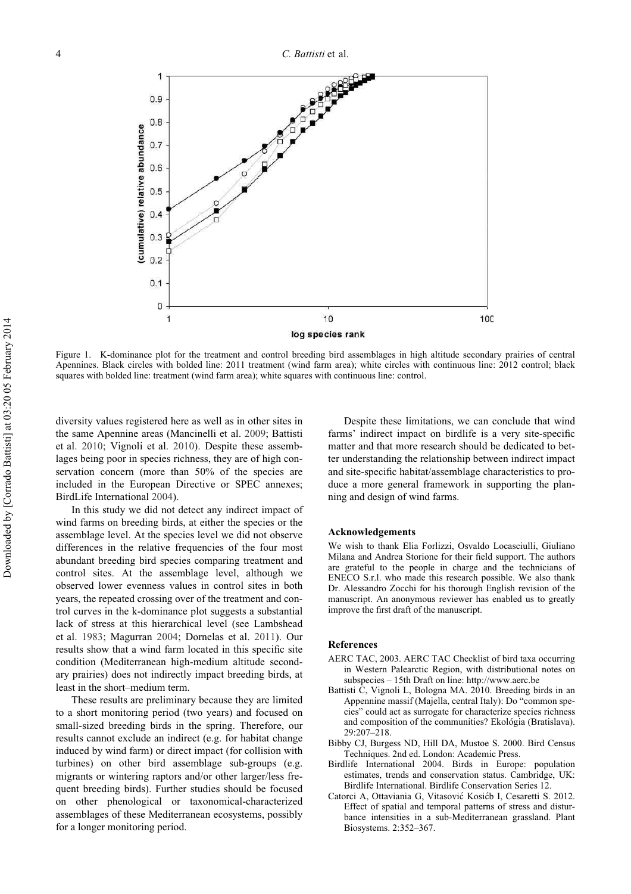Figure 1. K-dominance plot for the treatment and control breeding bird assemblages in high altitude secondary prairies of central Apennines. Black circles with bolded line: 2011 treatment (wind farm area); white circles with continuous line: 2012 control; black squares with bolded line: treatment (wind farm area); white squares with continuous line: control.

diversity values registered here as well as in other sites in the same Apennine areas (Mancinelli et al. 2009; Battisti et al. 2010; Vignoli et al. 2010). Despite these assemblages being poor in species richness, they are of high conservation concern (more than 50% of the species are included in the European Directive or SPEC annexes; BirdLife International 2004).

In this study we did not detect any indirect impact of wind farms on breeding birds, at either the species or the assemblage level. At the species level we did not observe differences in the relative frequencies of the four most abundant breeding bird species comparing treatment and control sites. At the assemblage level, although we observed lower evenness values in control sites in both years, the repeated crossing over of the treatment and control curves in the k-dominance plot suggests a substantial lack of stress at this hierarchical level (see Lambshead et al. 1983; Magurran 2004; Dornelas et al. 2011). Our results show that a wind farm located in this specific site condition (Mediterranean high-medium altitude secondary prairies) does not indirectly impact breeding birds, at least in the short–medium term.

These results are preliminary because they are limited to a short monitoring period (two years) and focused on small-sized breeding birds in the spring. Therefore, our results cannot exclude an indirect (e.g. for habitat change induced by wind farm) or direct impact (for collision with turbines) on other bird assemblage sub-groups (e.g. migrants or wintering raptors and/or other larger/less frequent breeding birds). Further studies should be focused on other phenological or taxonomical-characterized assemblages of these Mediterranean ecosystems, possibly for a longer monitoring period.

Despite these limitations, we can conclude that wind farms' indirect impact on birdlife is a very site-specific matter and that more research should be dedicated to better understanding the relationship between indirect impact and site-specific habitat/assemblage characteristics to produce a more general framework in supporting the planning and design of wind farms.

## Acknowledgements

We wish to thank Elia Forlizzi, Osvaldo Locasciulli, Giuliano Milana and Andrea Storione for their field support. The authors are grateful to the people in charge and the technicians of ENECO S.r.l. who made this research possible. We also thank Dr. Alessandro Zocchi for his thorough English revision of the manuscript. An anonymous reviewer has enabled us to greatly improve the first draft of the manuscript.

## References

AERC TAC, 2003. AERC TAC Checklist of bird taxa occurring in Western Palearctic Region, with distributional notes on subspecies – 15th Draft on line: http://www.aerc.be

Battisti C, Vignoli L, Bologna MA. 2010. Breeding birds in an Appennine massif (Majella, central Italy): Do "common species" could act as surrogate for characterize species richness and composition of the communities? Ekológia (Bratislava). 29:207–218.

Bibby CJ, Burgess ND, Hill DA, Mustoe S. 2000. Bird Census Techniques. 2nd ed. London: Academic Press.

Birdlife International 2004. Birds in Europe: population estimates, trends and conservation status. Cambridge, UK: Birdlife International. Birdlife Conservation Series 12.

Catorci A, Ottaviania G, Vitasović Kosićb I, Cesaretti S. 2012. Effect of spatial and temporal patterns of stress and disturbance intensities in a sub-Mediterranean grassland. Plant Biosystems. 2:352–367.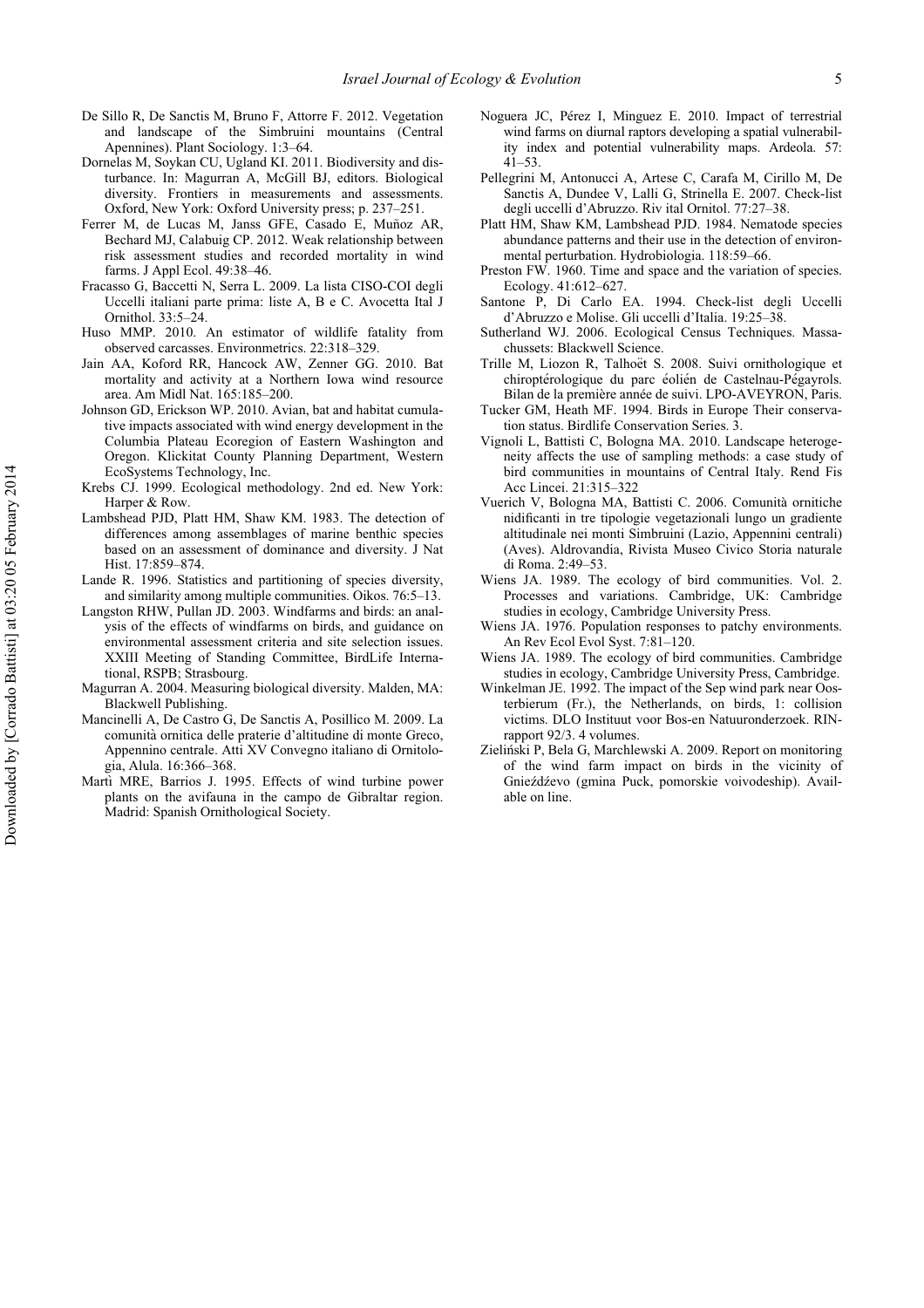De Sillo R, De Sanctis M, Bruno F, Attorre F. 2012. Vegetation and landscape of the Simbruini mountains (Central Apennines). Plant Sociology. 1:3–64.

Dornelas M, Soykan CU, Ugland KI. 2011. Biodiversity and disturbance. In: Magurran A, McGill BJ, editors. Biological diversity. Frontiers in measurements and assessments. Oxford, New York: Oxford University press; p. 237–251.

Ferrer M, de Lucas M, Janss GFE, Casado E, Muñoz AR, Bechard MJ, Calabuig CP. 2012. Weak relationship between risk assessment studies and recorded mortality in wind farms. J Appl Ecol. 49:38–46.

Fracasso G, Baccetti N, Serra L. 2009. La lista CISO-COI degli Uccelli italiani parte prima: liste A, B e C. Avocetta Ital J Ornithol. 33:5–24.

Huso MMP. 2010. An estimator of wildlife fatality from observed carcasses. Environmetrics. 22:318–329.

Jain AA, Koford RR, Hancock AW, Zenner GG. 2010. Bat mortality and activity at a Northern Iowa wind resource area. Am Midl Nat. 165:185–200.

Johnson GD, Erickson WP. 2010. Avian, bat and habitat cumulative impacts associated with wind energy development in the Columbia Plateau Ecoregion of Eastern Washington and Oregon. Klickitat County Planning Department, Western EcoSystems Technology, Inc.

Krebs CJ. 1999. Ecological methodology. 2nd ed. New York: Harper & Row.

Lambshead PJD, Platt HM, Shaw KM. 1983. The detection of differences among assemblages of marine benthic species based on an assessment of dominance and diversity. J Nat Hist. 17:859–874.

Lande R. 1996. Statistics and partitioning of species diversity, and similarity among multiple communities. Oikos. 76:5–13.

Langston RHW, Pullan JD. 2003. Windfarms and birds: an analysis of the effects of windfarms on birds, and guidance on environmental assessment criteria and site selection issues. XXIII Meeting of Standing Committee, BirdLife International, RSPB; Strasbourg.

Magurran A. 2004. Measuring biological diversity. Malden, MA: Blackwell Publishing.

Mancinelli A, De Castro G, De Sanctis A, Posillico M. 2009. La comunità ornitica delle praterie d'altitudine di monte Greco, Appennino centrale. Atti XV Convegno italiano di Ornitologia, Alula. 16:366–368.

Martì MRE, Barrios J. 1995. Effects of wind turbine power plants on the avifauna in the campo de Gibraltar region. Madrid: Spanish Ornithological Society.

Noguera JC, Pérez I, Minguez E. 2010. Impact of terrestrial wind farms on diurnal raptors developing a spatial vulnerability index and potential vulnerability maps. Ardeola. 57: 41–53.

Pellegrini M, Antonucci A, Artese C, Carafa M, Cirillo M, De Sanctis A, Dundee V, Lalli G, Strinella E. 2007. Check-list degli uccelli d'Abruzzo. Riv ital Ornitol. 77:27–38.

Platt HM, Shaw KM, Lambshead PJD. 1984. Nematode species abundance patterns and their use in the detection of environmental perturbation. Hydrobiologia. 118:59–66.

Preston FW. 1960. Time and space and the variation of species. Ecology. 41:612–627.

Santone P, Di Carlo EA. 1994. Check-list degli Uccelli d'Abruzzo e Molise. Gli uccelli d'Italia. 19:25–38.

Sutherland WJ. 2006. Ecological Census Techniques. Massachussets: Blackwell Science.

Trille M, Liozon R, Talhoët S. 2008. Suivi ornithologique et chiroptérologique du parc éolién de Castelnau-Pégayrols. Bilan de la première année de suivi. LPO-AVEYRON, Paris.

Tucker GM, Heath MF. 1994. Birds in Europe Their conservation status. Birdlife Conservation Series. 3.

Vignoli L, Battisti C, Bologna MA. 2010. Landscape heterogeneity affects the use of sampling methods: a case study of bird communities in mountains of Central Italy. Rend Fis Acc Lincei. 21:315–322

Vuerich V, Bologna MA, Battisti C. 2006. Comunità ornitiche nidificanti in tre tipologie vegetazionali lungo un gradiente altitudinale nei monti Simbruini (Lazio, Appennini centrali) (Aves). Aldrovandia, Rivista Museo Civico Storia naturale di Roma. 2:49–53.

Wiens JA. 1989. The ecology of bird communities. Vol. 2. Processes and variations. Cambridge, UK: Cambridge studies in ecology, Cambridge University Press.

Wiens JA. 1976. Population responses to patchy environments. An Rev Ecol Evol Syst. 7:81–120.

Wiens JA. 1989. The ecology of bird communities. Cambridge studies in ecology, Cambridge University Press, Cambridge.

Winkelman JE. 1992. The impact of the Sep wind park near Oosterbierum (Fr.), the Netherlands, on birds, 1: collision victims. DLO Instituut voor Bos-en Natuuronderzoek. RIN-rapport 92/3. 4 volumes.

Zieliński P, Bela G, Marchlewski A. 2009. Report on monitoring of the wind farm impact on birds in the vicinity of Gnieżdżevo (gmina Puck, pomorskie voivodeship). Available on line.